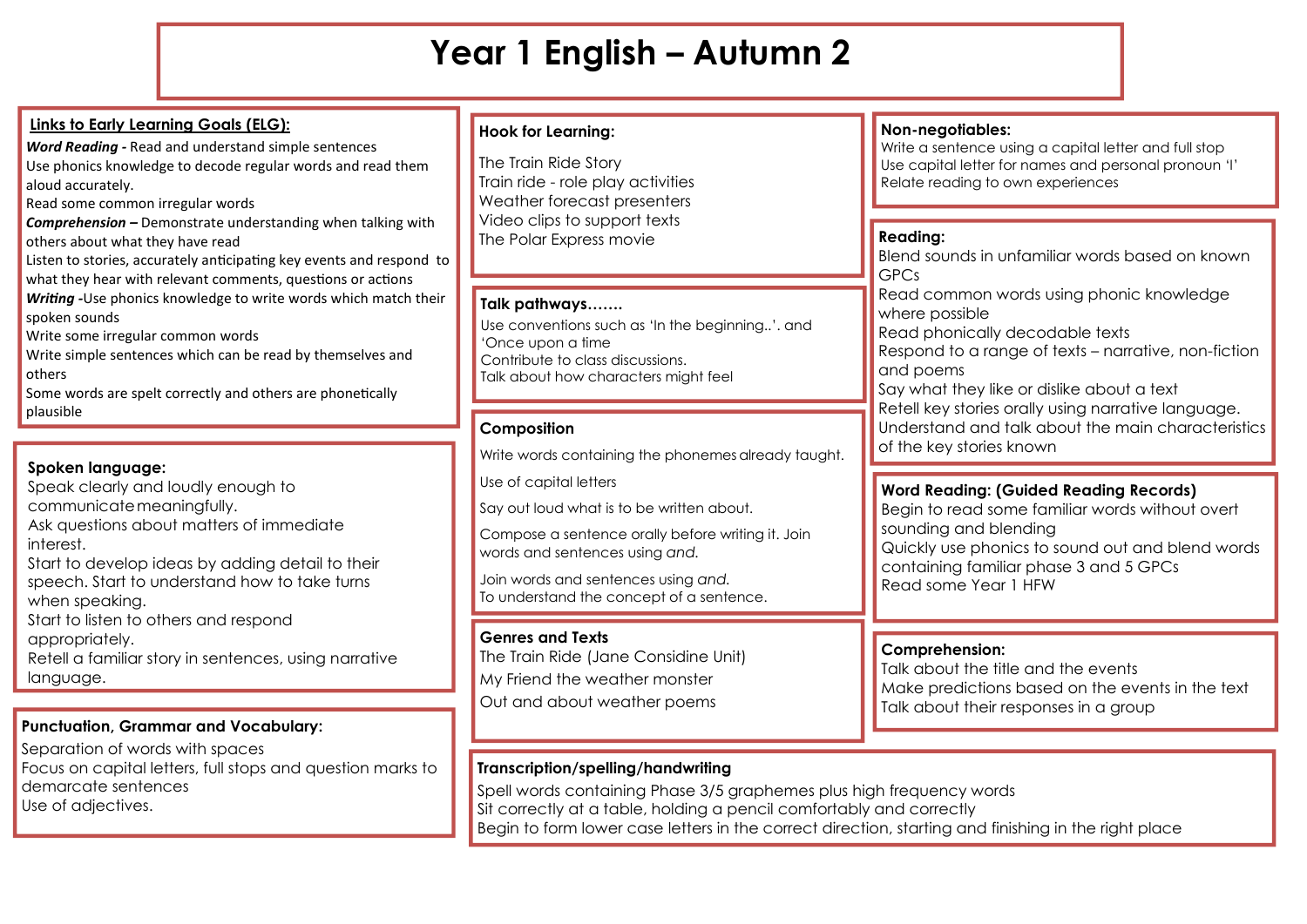# Year 1 English – Autumn 2

## Links to Early Learning Goals (ELG):

***Word Reading*** **-** Read and understand simple sentences
Use phonics knowledge to decode regular words and read them aloud accurately.
Read some common irregular words
***Comprehension*** **–** Demonstrate understanding when talking with others about what they have read
Listen to stories, accurately anticipating key events and respond to what they hear with relevant comments, questions or actions
***Writing*** **-**Use phonics knowledge to write words which match their spoken sounds
Write some irregular common words
Write simple sentences which can be read by themselves and others
Some words are spelt correctly and others are phonetically plausible

## Spoken language:

Speak clearly and loudly enough to communicate meaningfully.
Ask questions about matters of immediate interest.
Start to develop ideas by adding detail to their speech. Start to understand how to take turns when speaking.
Start to listen to others and respond appropriately.
Retell a familiar story in sentences, using narrative language.

## Punctuation, Grammar and Vocabulary:

Separation of words with spaces
Focus on capital letters, full stops and question marks to demarcate sentences
Use of adjectives.

## Hook for Learning:

The Train Ride Story
Train ride - role play activities
Weather forecast presenters
Video clips to support texts
The Polar Express movie

## Talk pathways…….

Use conventions such as 'In the beginning..'. and 'Once upon a time
Contribute to class discussions.
Talk about how characters might feel

## Composition

Write words containing the phonemes already taught.

Use of capital letters

Say out loud what is to be written about.

Compose a sentence orally before writing it. Join words and sentences using *and.*

Join words and sentences using *and.*
To understand the concept of a sentence.

## Genres and Texts

The Train Ride (Jane Considine Unit)
My Friend the weather monster
Out and about weather poems

## Non-negotiables:

Write a sentence using a capital letter and full stop
Use capital letter for names and personal pronoun 'I'
Relate reading to own experiences

## Reading:

Blend sounds in unfamiliar words based on known GPCs
Read common words using phonic knowledge where possible
Read phonically decodable texts
Respond to a range of texts – narrative, non-fiction and poems
Say what they like or dislike about a text
Retell key stories orally using narrative language.
Understand and talk about the main characteristics of the key stories known

## Word Reading: (Guided Reading Records)

Begin to read some familiar words without overt sounding and blending
Quickly use phonics to sound out and blend words containing familiar phase 3 and 5 GPCs
Read some Year 1 HFW

## Comprehension:

Talk about the title and the events
Make predictions based on the events in the text
Talk about their responses in a group

## Transcription/spelling/handwriting

Spell words containing Phase 3/5 graphemes plus high frequency words
Sit correctly at a table, holding a pencil comfortably and correctly
Begin to form lower case letters in the correct direction, starting and finishing in the right place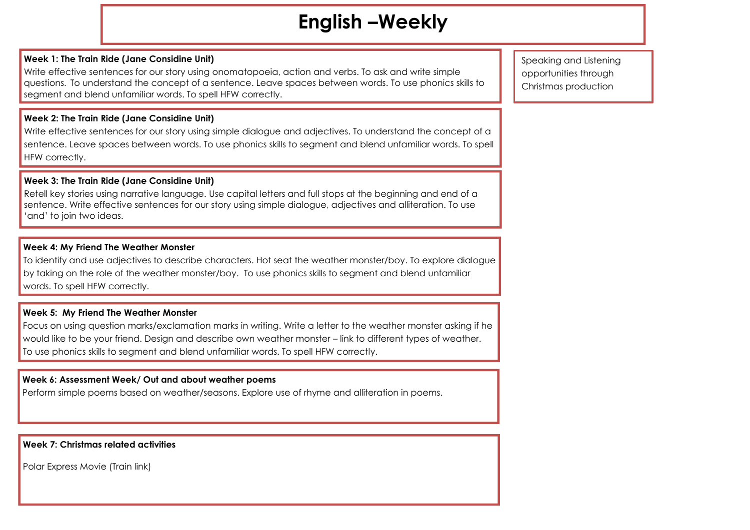# English –Weekly

**Week 1: The Train Ride (Jane Considine Unit)**
Write effective sentences for our story using onomatopoeia, action and verbs. To ask and write simple questions. To understand the concept of a sentence. Leave spaces between words. To use phonics skills to segment and blend unfamiliar words. To spell HFW correctly.

**Week 2: The Train Ride (Jane Considine Unit)**
Write effective sentences for our story using simple dialogue and adjectives. To understand the concept of a sentence. Leave spaces between words. To use phonics skills to segment and blend unfamiliar words. To spell HFW correctly.

**Week 3: The Train Ride (Jane Considine Unit)**
Retell key stories using narrative language. Use capital letters and full stops at the beginning and end of a sentence. Write effective sentences for our story using simple dialogue, adjectives and alliteration. To use 'and' to join two ideas.

**Week 4: My Friend The Weather Monster**
To identify and use adjectives to describe characters. Hot seat the weather monster/boy. To explore dialogue by taking on the role of the weather monster/boy. To use phonics skills to segment and blend unfamiliar words. To spell HFW correctly.

**Week 5: My Friend The Weather Monster**
Focus on using question marks/exclamation marks in writing. Write a letter to the weather monster asking if he would like to be your friend. Design and describe own weather monster – link to different types of weather. To use phonics skills to segment and blend unfamiliar words. To spell HFW correctly.

**Week 6: Assessment Week/ Out and about weather poems**
Perform simple poems based on weather/seasons. Explore use of rhyme and alliteration in poems.

**Week 7: Christmas related activities**

Polar Express Movie (Train link)

Speaking and Listening opportunities through Christmas production